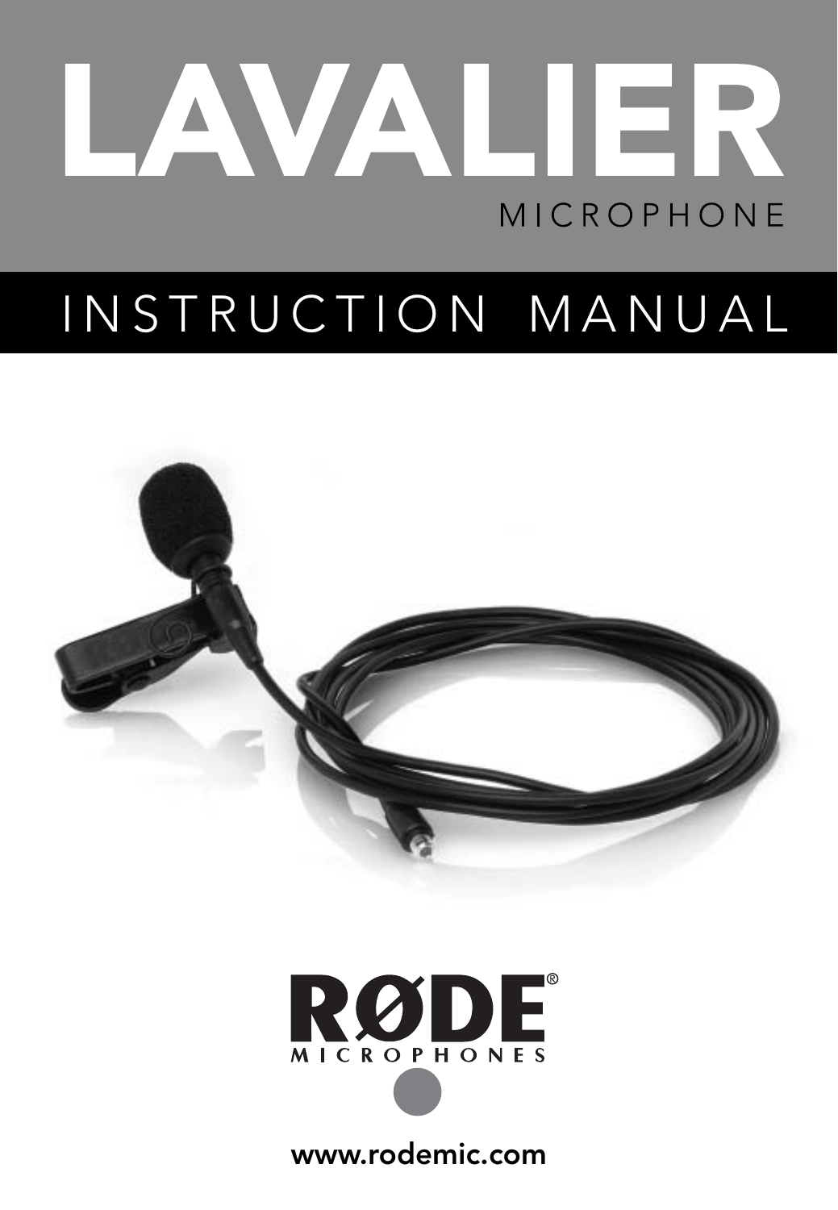# LAVALIER

MICROPHONE

## INSTRUCTION MANUAL

RØDE®

MICROPHONES

www.rodemic.com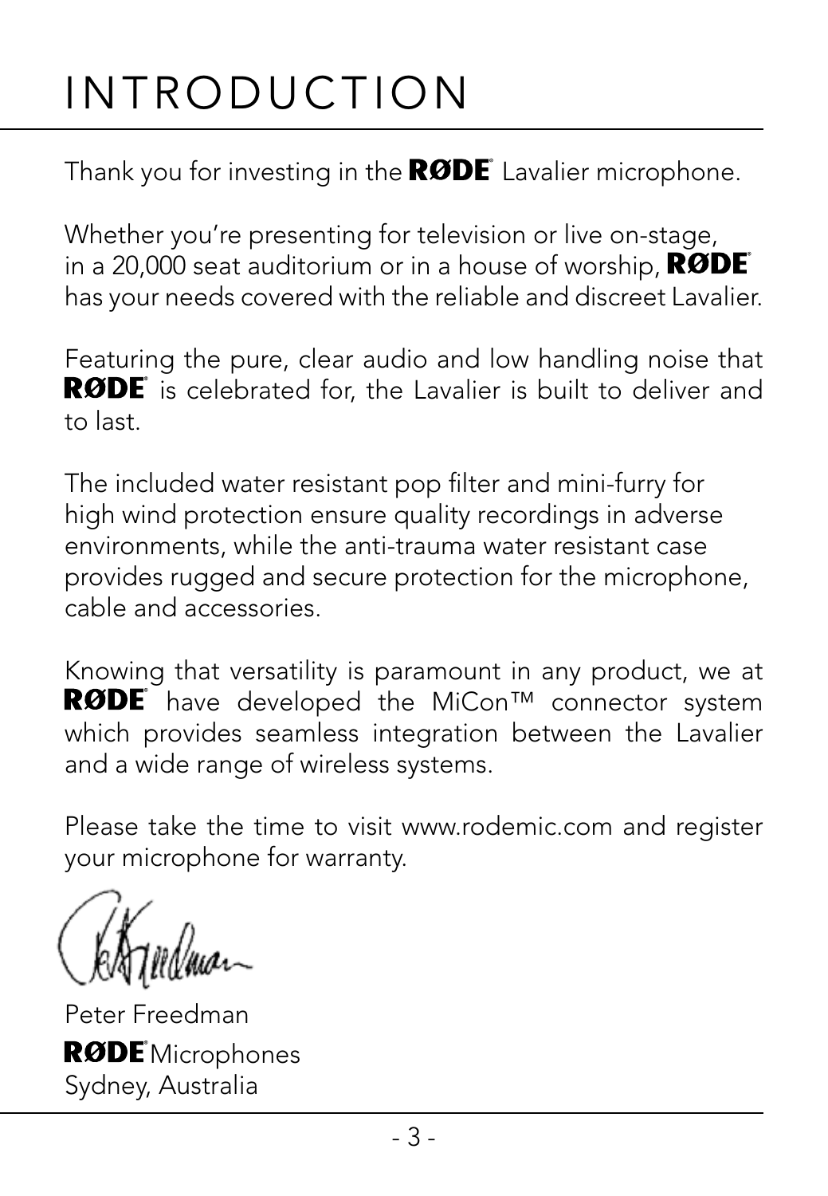# INTRODUCTION

Thank you for investing in the RØDE® Lavalier microphone.

Whether you're presenting for television or live on-stage, in a 20,000 seat auditorium or in a house of worship, RØDE® has your needs covered with the reliable and discreet Lavalier.

Featuring the pure, clear audio and low handling noise that RØDE® is celebrated for, the Lavalier is built to deliver and to last.

The included water resistant pop filter and mini-furry for high wind protection ensure quality recordings in adverse environments, while the anti-trauma water resistant case provides rugged and secure protection for the microphone, cable and accessories.

Knowing that versatility is paramount in any product, we at RØDE® have developed the MiCon™ connector system which provides seamless integration between the Lavalier and a wide range of wireless systems.

Please take the time to visit www.rodemic.com and register your microphone for warranty.

Peter Freedman
RØDE® Microphones
Sydney, Australia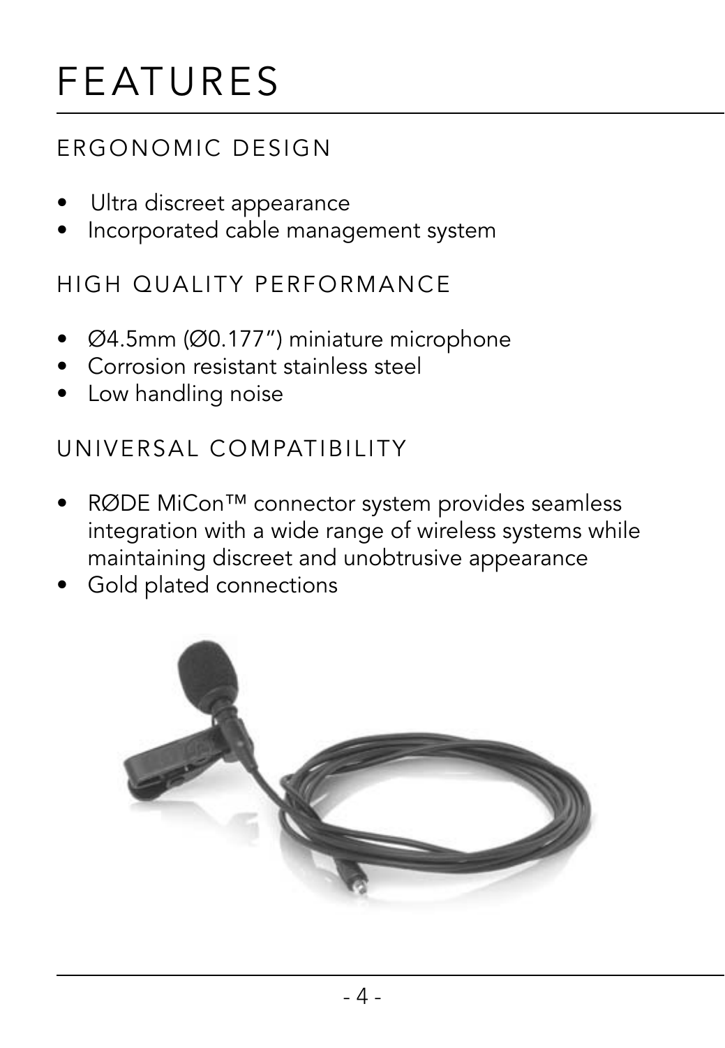# FEATURES

## ERGONOMIC DESIGN

- Ultra discreet appearance
- Incorporated cable management system

## HIGH QUALITY PERFORMANCE

- Ø4.5mm (Ø0.177") miniature microphone
- Corrosion resistant stainless steel
- Low handling noise

## UNIVERSAL COMPATIBILITY

- RØDE MiCon™ connector system provides seamless integration with a wide range of wireless systems while maintaining discreet and unobtrusive appearance
- Gold plated connections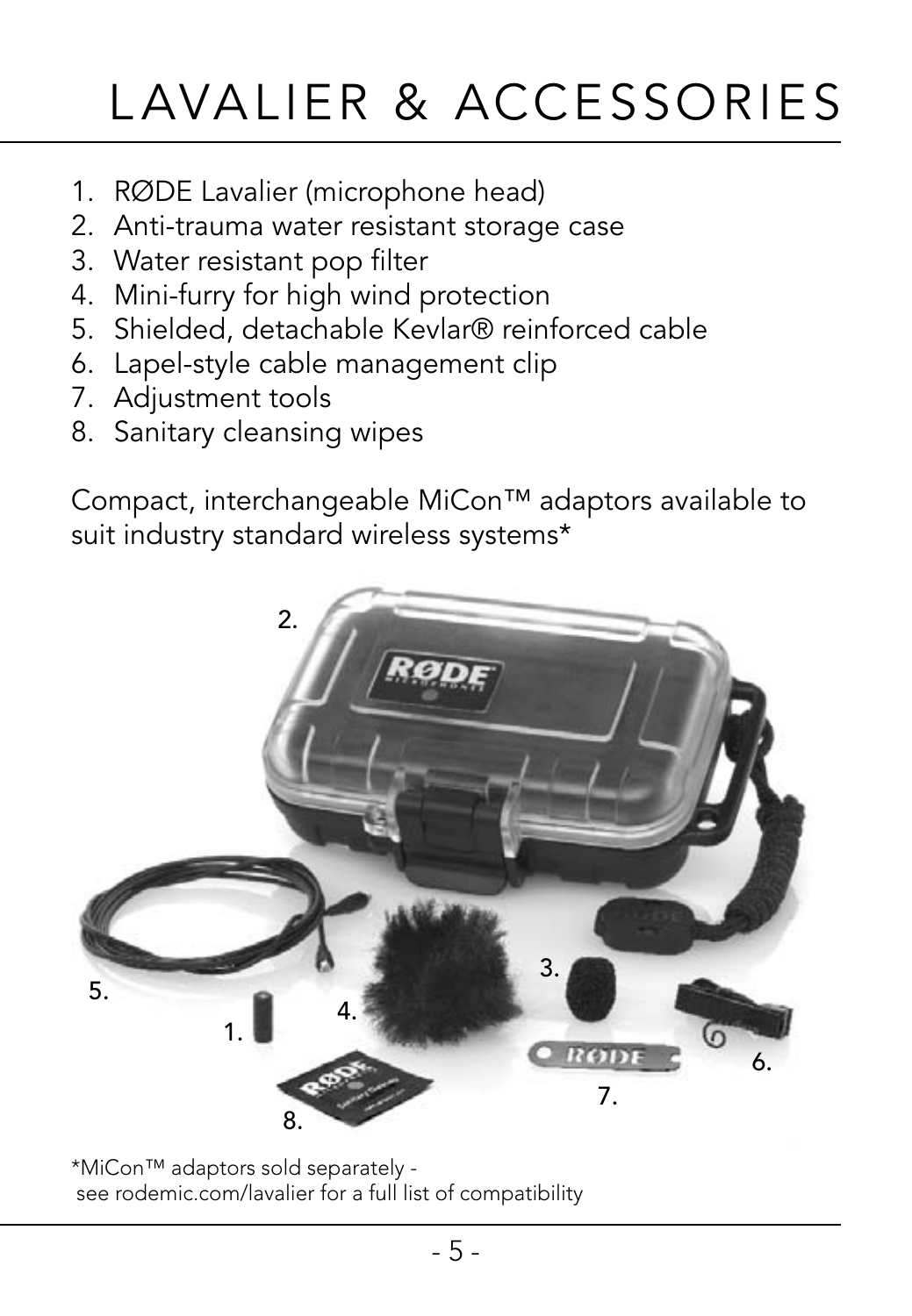# LAVALIER & ACCESSORIES

1. RØDE Lavalier (microphone head)
2. Anti-trauma water resistant storage case
3. Water resistant pop filter
4. Mini-furry for high wind protection
5. Shielded, detachable Kevlar® reinforced cable
6. Lapel-style cable management clip
7. Adjustment tools
8. Sanitary cleansing wipes

Compact, interchangeable MiCon™ adaptors available to suit industry standard wireless systems*

*MiCon™ adaptors sold separately - see rodemic.com/lavalier for a full list of compatibility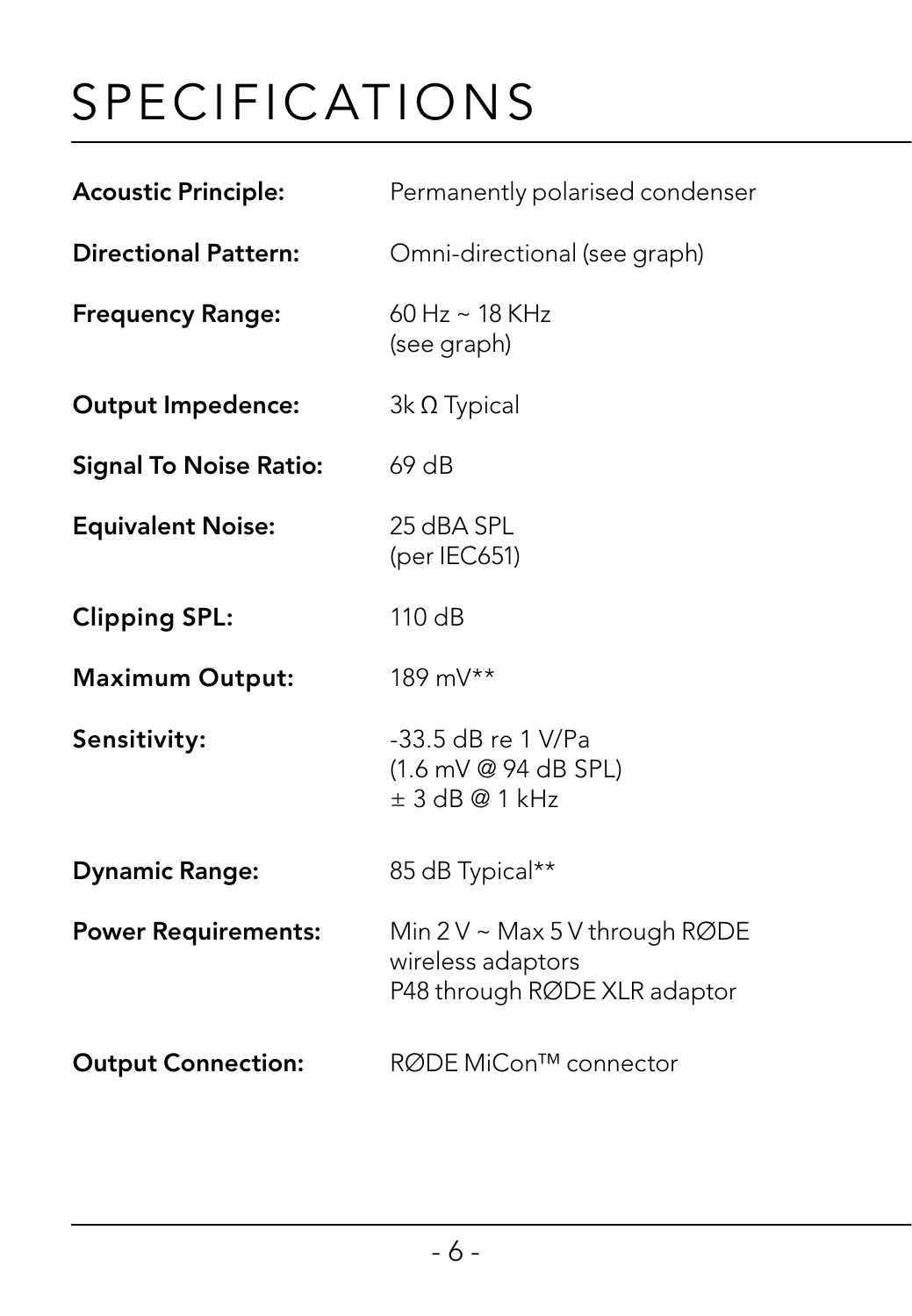# SPECIFICATIONS

| | |
|---|---|
| **Acoustic Principle:** | Permanently polarised condenser |
| **Directional Pattern:** | Omni-directional (see graph) |
| **Frequency Range:** | 60 Hz ~ 18 KHz<br>(see graph) |
| **Output Impedence:** | 3k Ω Typical |
| **Signal To Noise Ratio:** | 69 dB |
| **Equivalent Noise:** | 25 dBA SPL<br>(per IEC651) |
| **Clipping SPL:** | 110 dB |
| **Maximum Output:** | 189 mV** |
| **Sensitivity:** | -33.5 dB re 1 V/Pa<br>(1.6 mV @ 94 dB SPL)<br>± 3 dB @ 1 kHz |
| **Dynamic Range:** | 85 dB Typical** |
| **Power Requirements:** | Min 2 V ~ Max 5 V through RØDE wireless adaptors<br>P48 through RØDE XLR adaptor |
| **Output Connection:** | RØDE MiCon™ connector |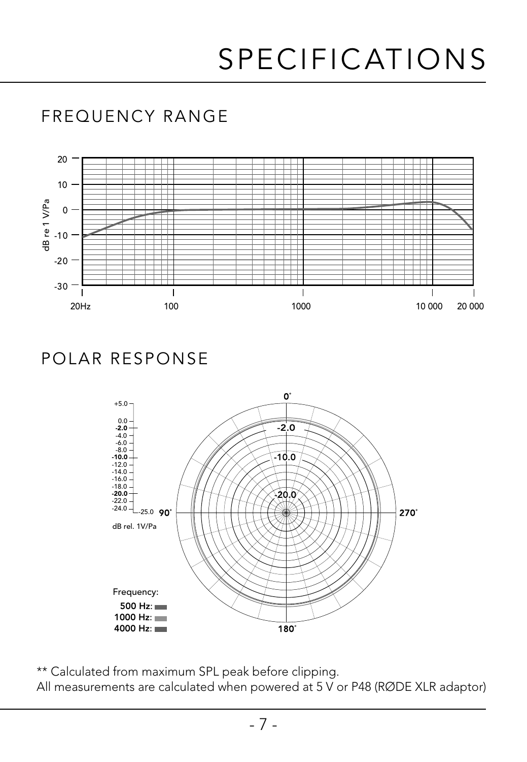# SPECIFICATIONS

## FREQUENCY RANGE

## POLAR RESPONSE

** Calculated from maximum SPL peak before clipping.
All measurements are calculated when powered at 5 V or P48 (RØDE XLR adaptor)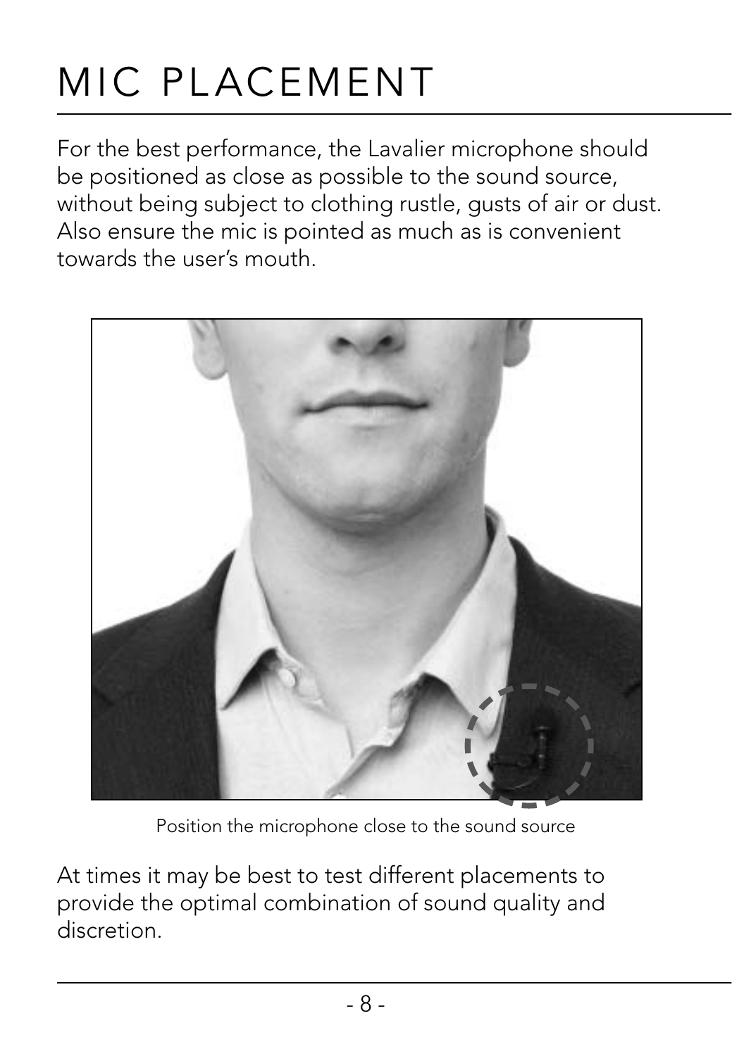# MIC PLACEMENT

For the best performance, the Lavalier microphone should be positioned as close as possible to the sound source, without being subject to clothing rustle, gusts of air or dust. Also ensure the mic is pointed as much as is convenient towards the user's mouth.

Position the microphone close to the sound source

At times it may be best to test different placements to provide the optimal combination of sound quality and discretion.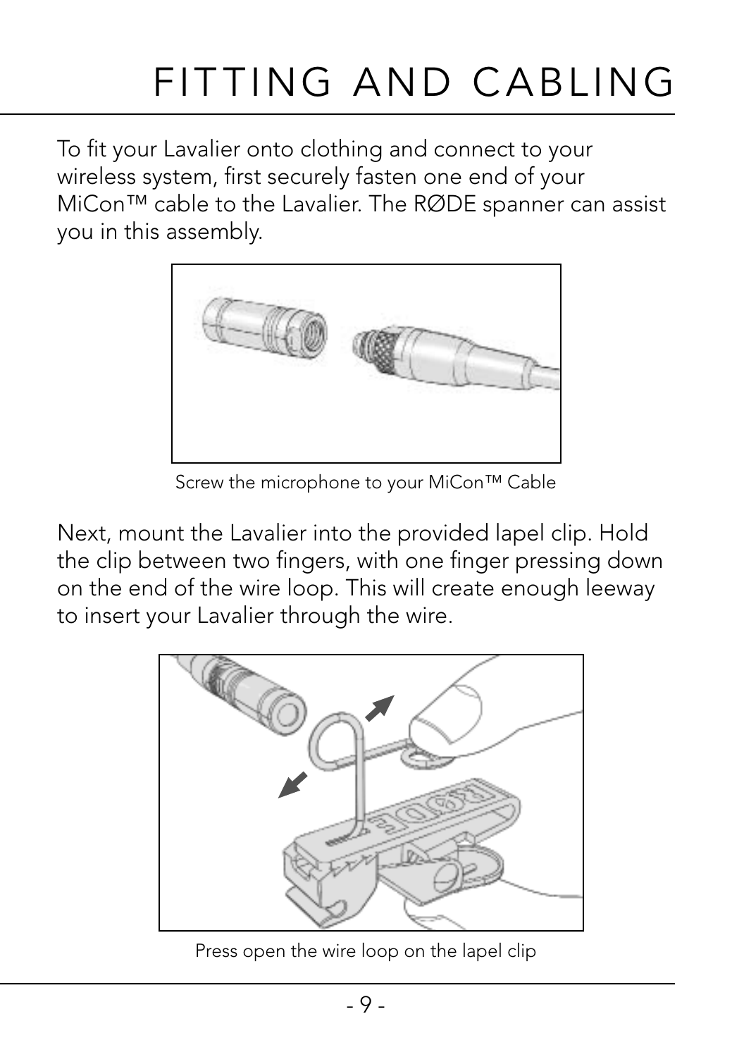# FITTING AND CABLING

To fit your Lavalier onto clothing and connect to your wireless system, first securely fasten one end of your MiCon™ cable to the Lavalier. The RØDE spanner can assist you in this assembly.

Screw the microphone to your MiCon™ Cable

Next, mount the Lavalier into the provided lapel clip. Hold the clip between two fingers, with one finger pressing down on the end of the wire loop. This will create enough leeway to insert your Lavalier through the wire.

Press open the wire loop on the lapel clip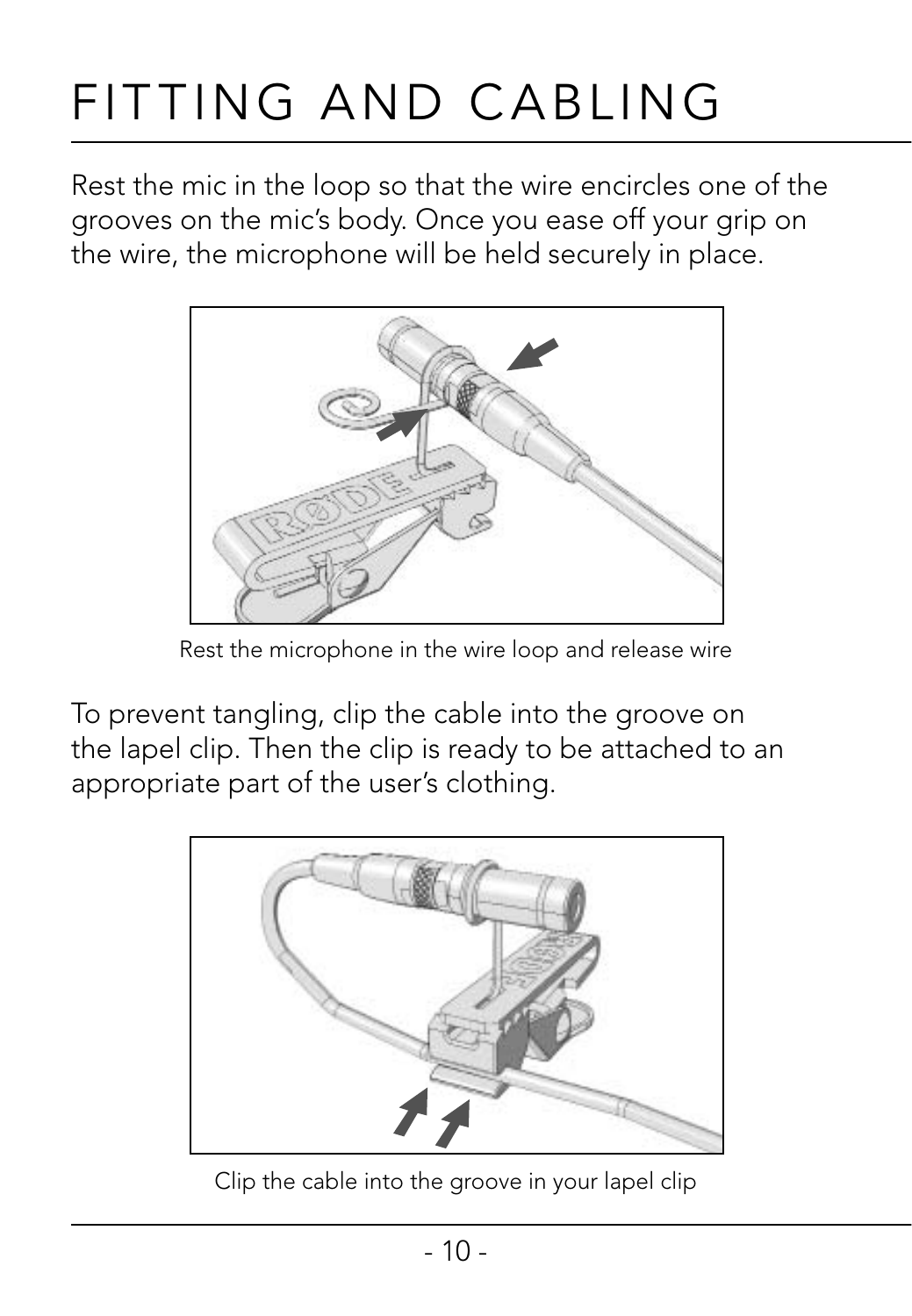# FITTING AND CABLING

Rest the mic in the loop so that the wire encircles one of the grooves on the mic's body. Once you ease off your grip on the wire, the microphone will be held securely in place.

Rest the microphone in the wire loop and release wire

To prevent tangling, clip the cable into the groove on the lapel clip. Then the clip is ready to be attached to an appropriate part of the user's clothing.

Clip the cable into the groove in your lapel clip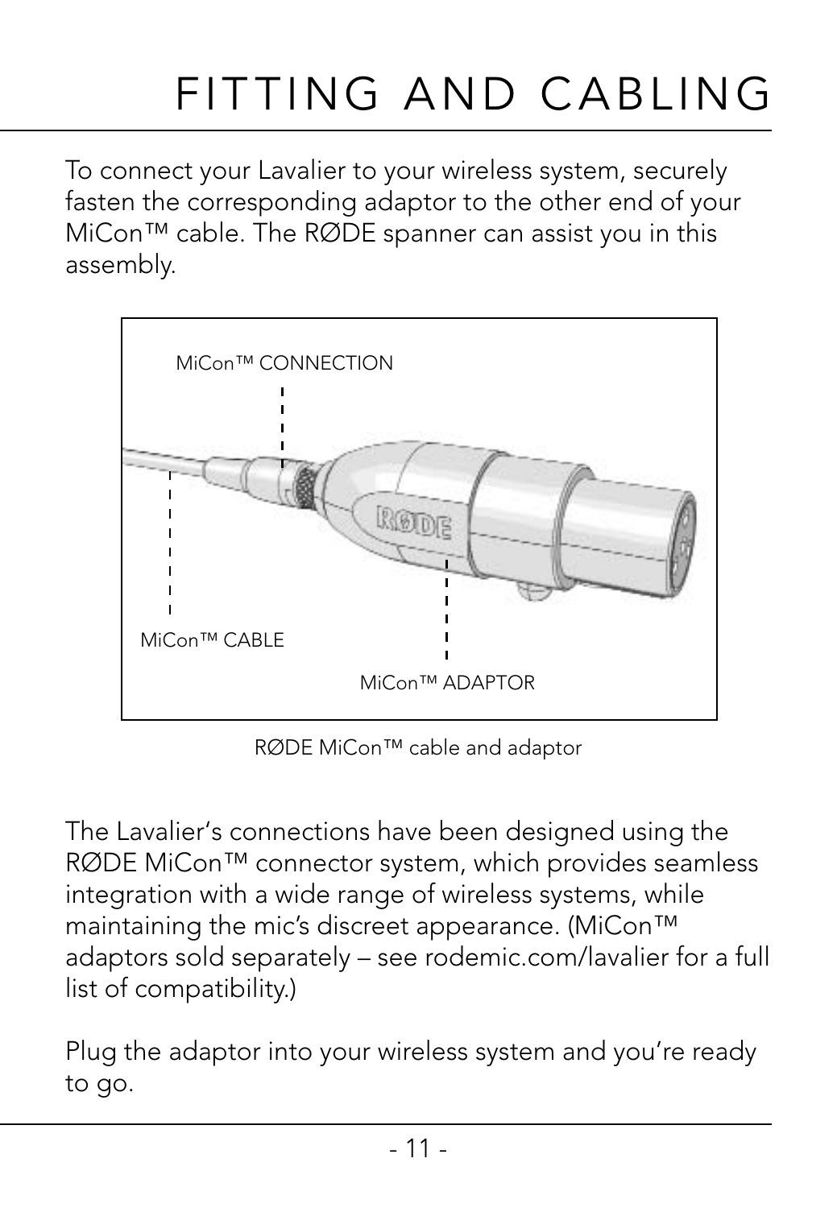# FITTING AND CABLING

To connect your Lavalier to your wireless system, securely fasten the corresponding adaptor to the other end of your MiCon™ cable. The RØDE spanner can assist you in this assembly.

MiCon™ CONNECTION

MiCon™ CABLE

MiCon™ ADAPTOR

RØDE MiCon™ cable and adaptor

The Lavalier's connections have been designed using the RØDE MiCon™ connector system, which provides seamless integration with a wide range of wireless systems, while maintaining the mic's discreet appearance. (MiCon™ adaptors sold separately – see rodemic.com/lavalier for a full list of compatibility.)

Plug the adaptor into your wireless system and you're ready to go.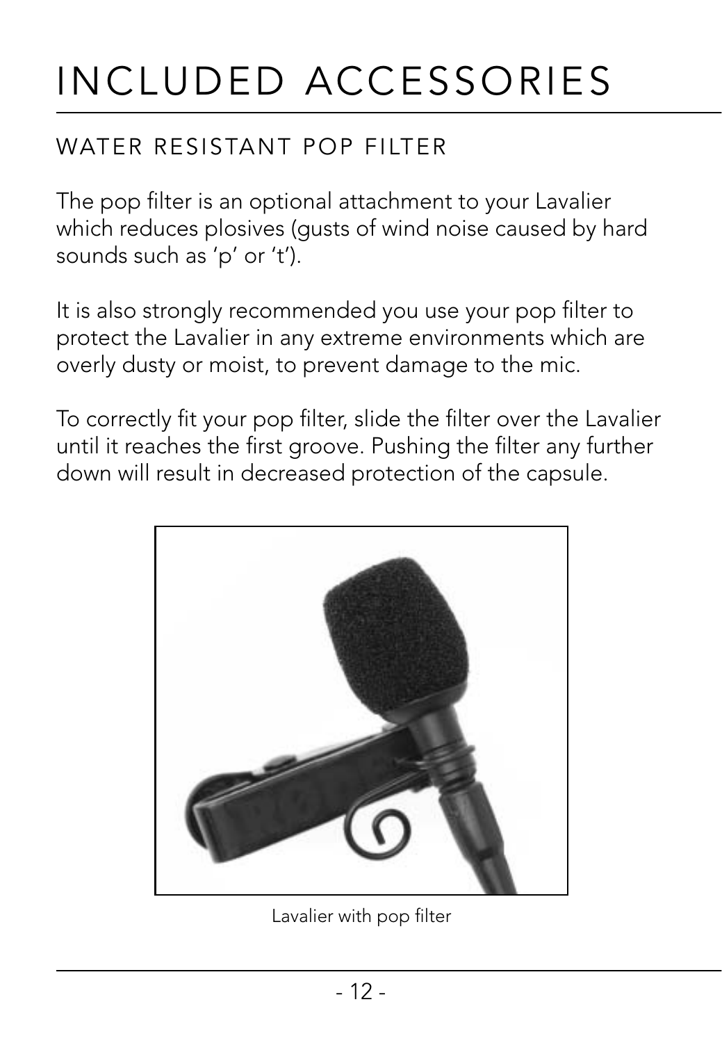# INCLUDED ACCESSORIES

## WATER RESISTANT POP FILTER

The pop filter is an optional attachment to your Lavalier which reduces plosives (gusts of wind noise caused by hard sounds such as ‘p’ or ‘t’).

It is also strongly recommended you use your pop filter to protect the Lavalier in any extreme environments which are overly dusty or moist, to prevent damage to the mic.

To correctly fit your pop filter, slide the filter over the Lavalier until it reaches the first groove. Pushing the filter any further down will result in decreased protection of the capsule.

Lavalier with pop filter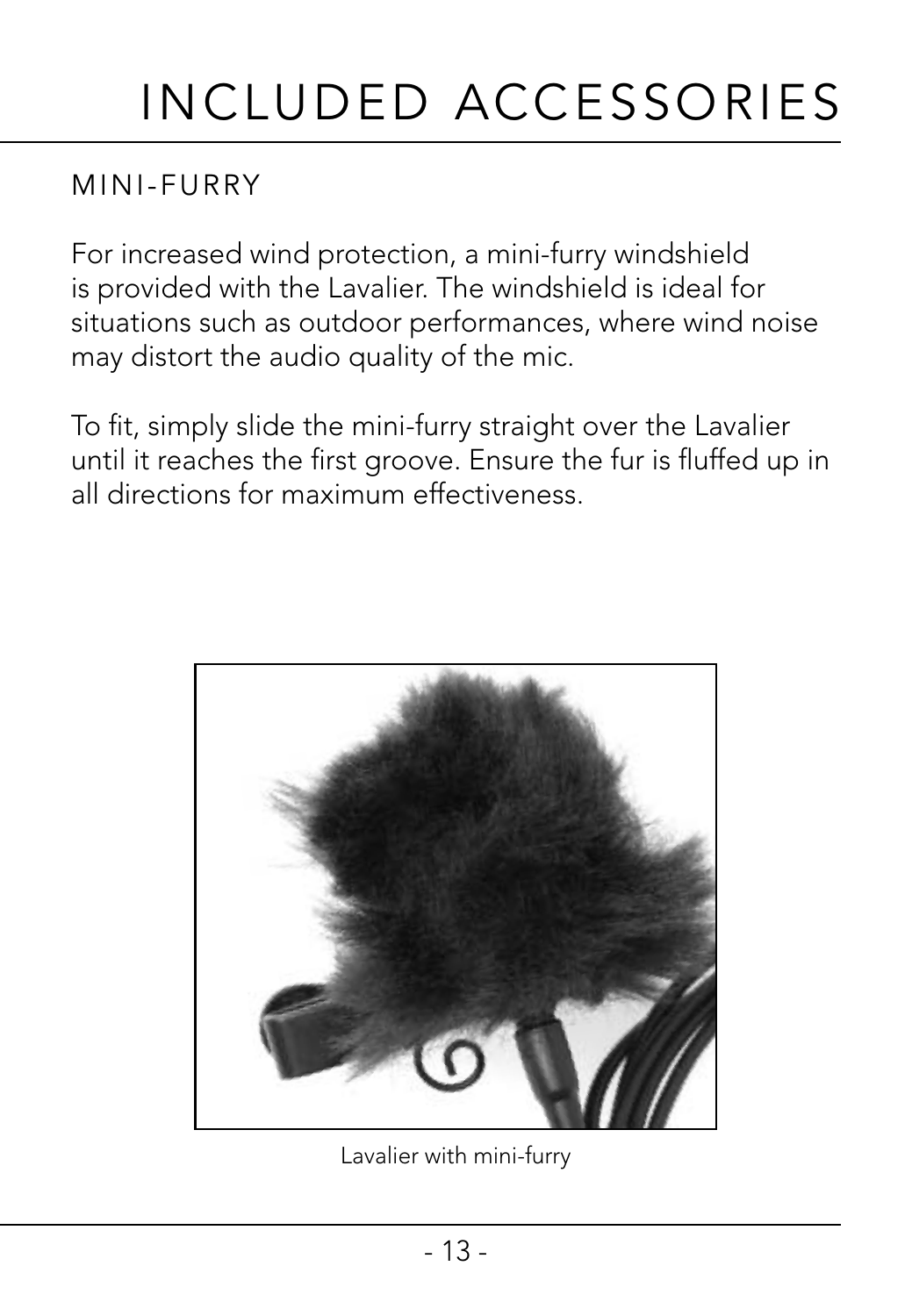# INCLUDED ACCESSORIES

## MINI-FURRY

For increased wind protection, a mini-furry windshield is provided with the Lavalier. The windshield is ideal for situations such as outdoor performances, where wind noise may distort the audio quality of the mic.

To fit, simply slide the mini-furry straight over the Lavalier until it reaches the first groove. Ensure the fur is fluffed up in all directions for maximum effectiveness.

Lavalier with mini-furry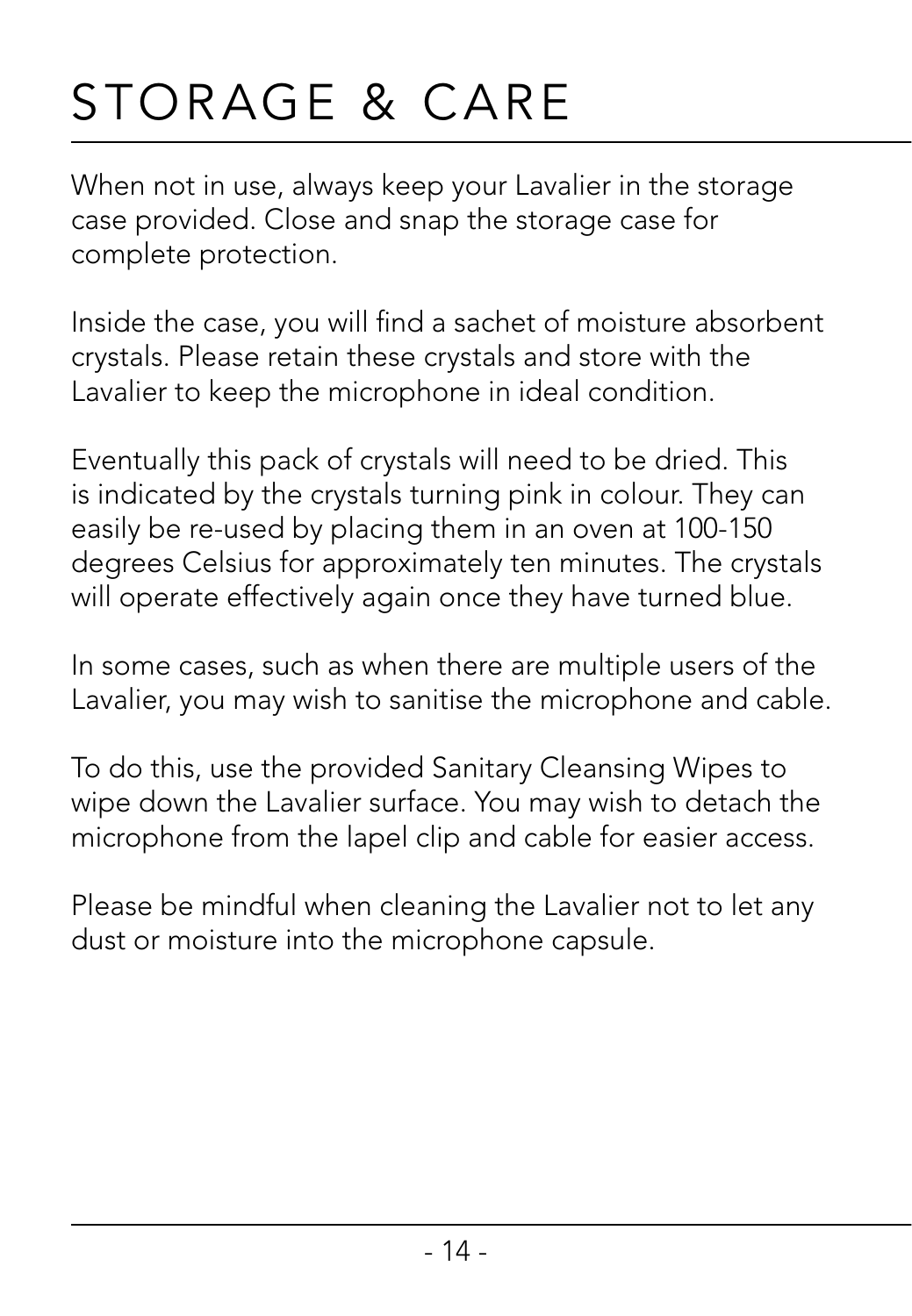# STORAGE & CARE

When not in use, always keep your Lavalier in the storage case provided. Close and snap the storage case for complete protection.

Inside the case, you will find a sachet of moisture absorbent crystals. Please retain these crystals and store with the Lavalier to keep the microphone in ideal condition.

Eventually this pack of crystals will need to be dried. This is indicated by the crystals turning pink in colour. They can easily be re-used by placing them in an oven at 100-150 degrees Celsius for approximately ten minutes. The crystals will operate effectively again once they have turned blue.

In some cases, such as when there are multiple users of the Lavalier, you may wish to sanitise the microphone and cable.

To do this, use the provided Sanitary Cleansing Wipes to wipe down the Lavalier surface. You may wish to detach the microphone from the lapel clip and cable for easier access.

Please be mindful when cleaning the Lavalier not to let any dust or moisture into the microphone capsule.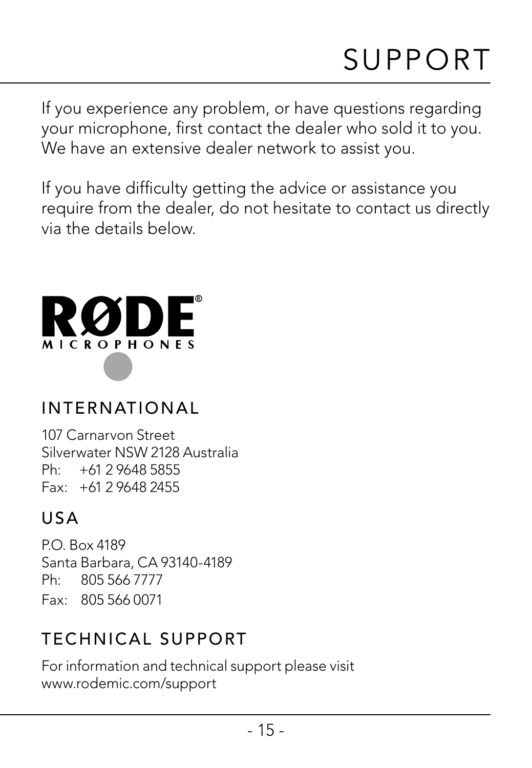# SUPPORT

If you experience any problem, or have questions regarding your microphone, first contact the dealer who sold it to you. We have an extensive dealer network to assist you.

If you have difficulty getting the advice or assistance you require from the dealer, do not hesitate to contact us directly via the details below.

RØDE® MICROPHONES

## INTERNATIONAL

107 Carnarvon Street
Silverwater NSW 2128 Australia
Ph: +61 2 9648 5855
Fax: +61 2 9648 2455

## USA

P.O. Box 4189
Santa Barbara, CA 93140-4189
Ph: 805 566 7777
Fax: 805 566 0071

## TECHNICAL SUPPORT

For information and technical support please visit
www.rodemic.com/support